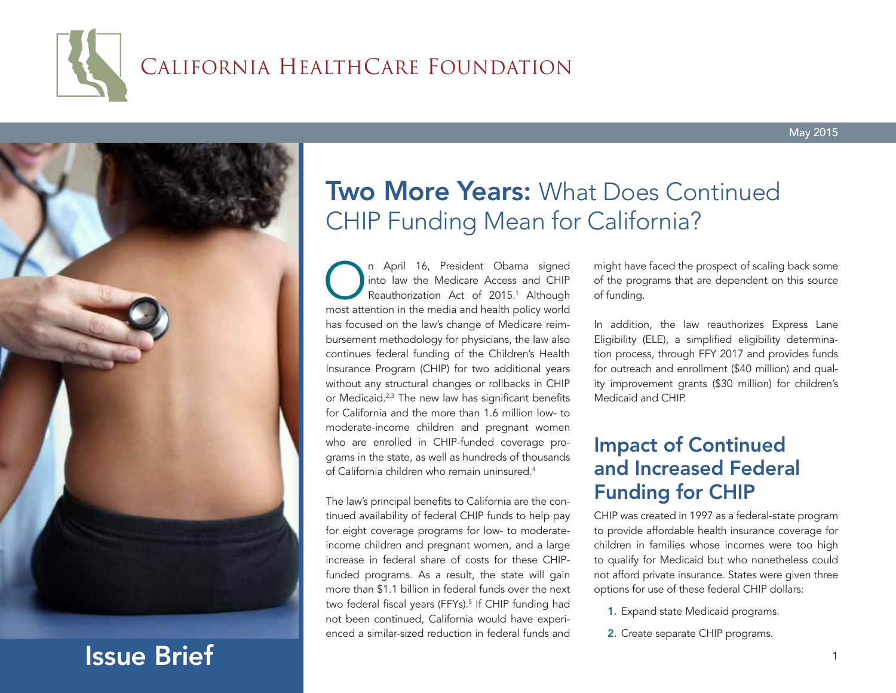California HealthCare Foundation

May 2015

# Two More Years: What Does Continued CHIP Funding Mean for California?

Issue Brief

On April 16, President Obama signed into law the Medicare Access and CHIP Reauthorization Act of 2015.[1] Although most attention in the media and health policy world has focused on the law's change of Medicare reimbursement methodology for physicians, the law also continues federal funding of the Children's Health Insurance Program (CHIP) for two additional years without any structural changes or rollbacks in CHIP or Medicaid.[2,3] The new law has significant benefits for California and the more than 1.6 million low- to moderate-income children and pregnant women who are enrolled in CHIP-funded coverage programs in the state, as well as hundreds of thousands of California children who remain uninsured.[4]

The law's principal benefits to California are the continued availability of federal CHIP funds to help pay for eight coverage programs for low- to moderate-income children and pregnant women, and a large increase in federal share of costs for these CHIP-funded programs. As a result, the state will gain more than $1.1 billion in federal funds over the next two federal fiscal years (FFYs).[5] If CHIP funding had not been continued, California would have experienced a similar-sized reduction in federal funds and might have faced the prospect of scaling back some of the programs that are dependent on this source of funding.

In addition, the law reauthorizes Express Lane Eligibility (ELE), a simplified eligibility determination process, through FFY 2017 and provides funds for outreach and enrollment ($40 million) and quality improvement grants ($30 million) for children's Medicaid and CHIP.

## Impact of Continued and Increased Federal Funding for CHIP

CHIP was created in 1997 as a federal-state program to provide affordable health insurance coverage for children in families whose incomes were too high to qualify for Medicaid but who nonetheless could not afford private insurance. States were given three options for use of these federal CHIP dollars:

1. Expand state Medicaid programs.
2. Create separate CHIP programs.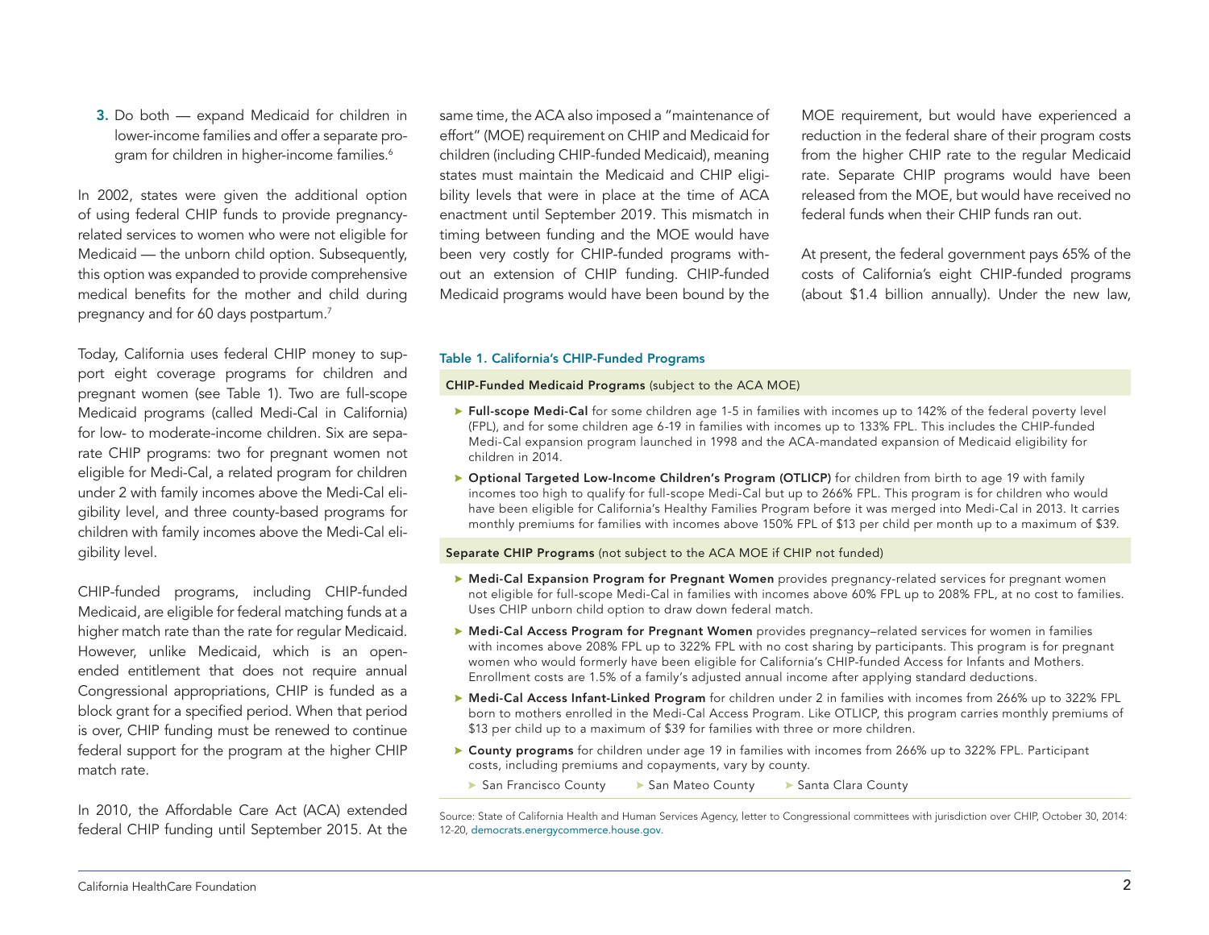3. Do both — expand Medicaid for children in lower-income families and offer a separate program for children in higher-income families.[6]

In 2002, states were given the additional option of using federal CHIP funds to provide pregnancy-related services to women who were not eligible for Medicaid — the unborn child option. Subsequently, this option was expanded to provide comprehensive medical benefits for the mother and child during pregnancy and for 60 days postpartum.[7]

Today, California uses federal CHIP money to support eight coverage programs for children and pregnant women (see Table 1). Two are full-scope Medicaid programs (called Medi-Cal in California) for low- to moderate-income children. Six are separate CHIP programs: two for pregnant women not eligible for Medi-Cal, a related program for children under 2 with family incomes above the Medi-Cal eligibility level, and three county-based programs for children with family incomes above the Medi-Cal eligibility level.

CHIP-funded programs, including CHIP-funded Medicaid, are eligible for federal matching funds at a higher match rate than the rate for regular Medicaid. However, unlike Medicaid, which is an open-ended entitlement that does not require annual Congressional appropriations, CHIP is funded as a block grant for a specified period. When that period is over, CHIP funding must be renewed to continue federal support for the program at the higher CHIP match rate.

In 2010, the Affordable Care Act (ACA) extended federal CHIP funding until September 2015. At the same time, the ACA also imposed a "maintenance of effort" (MOE) requirement on CHIP and Medicaid for children (including CHIP-funded Medicaid), meaning states must maintain the Medicaid and CHIP eligibility levels that were in place at the time of ACA enactment until September 2019. This mismatch in timing between funding and the MOE would have been very costly for CHIP-funded programs without an extension of CHIP funding. CHIP-funded Medicaid programs would have been bound by the MOE requirement, but would have experienced a reduction in the federal share of their program costs from the higher CHIP rate to the regular Medicaid rate. Separate CHIP programs would have been released from the MOE, but would have received no federal funds when their CHIP funds ran out.

At present, the federal government pays 65% of the costs of California's eight CHIP-funded programs (about $1.4 billion annually). Under the new law,

**Table 1. California's CHIP-Funded Programs**

**CHIP-Funded Medicaid Programs** (subject to the ACA MOE)

- **Full-scope Medi-Cal** for some children age 1-5 in families with incomes up to 142% of the federal poverty level (FPL), and for some children age 6-19 in families with incomes up to 133% FPL. This includes the CHIP-funded Medi-Cal expansion program launched in 1998 and the ACA-mandated expansion of Medicaid eligibility for children in 2014.
- **Optional Targeted Low-Income Children's Program (OTLICP)** for children from birth to age 19 with family incomes too high to qualify for full-scope Medi-Cal but up to 266% FPL. This program is for children who would have been eligible for California's Healthy Families Program before it was merged into Medi-Cal in 2013. It carries monthly premiums for families with incomes above 150% FPL of $13 per child per month up to a maximum of $39.

**Separate CHIP Programs** (not subject to the ACA MOE if CHIP not funded)

- **Medi-Cal Expansion Program for Pregnant Women** provides pregnancy-related services for pregnant women not eligible for full-scope Medi-Cal in families with incomes above 60% FPL up to 208% FPL, at no cost to families. Uses CHIP unborn child option to draw down federal match.
- **Medi-Cal Access Program for Pregnant Women** provides pregnancy–related services for women in families with incomes above 208% FPL up to 322% FPL with no cost sharing by participants. This program is for pregnant women who would formerly have been eligible for California's CHIP-funded Access for Infants and Mothers. Enrollment costs are 1.5% of a family's adjusted annual income after applying standard deductions.
- **Medi-Cal Access Infant-Linked Program** for children under 2 in families with incomes from 266% up to 322% FPL born to mothers enrolled in the Medi-Cal Access Program. Like OTLICP, this program carries monthly premiums of $13 per child up to a maximum of $39 for families with three or more children.
- **County programs** for children under age 19 in families with incomes from 266% up to 322% FPL. Participant costs, including premiums and copayments, vary by county.
  - San Francisco County
  - San Mateo County
  - Santa Clara County

Source: State of California Health and Human Services Agency, letter to Congressional committees with jurisdiction over CHIP, October 30, 2014: 12-20, democrats.energycommerce.house.gov.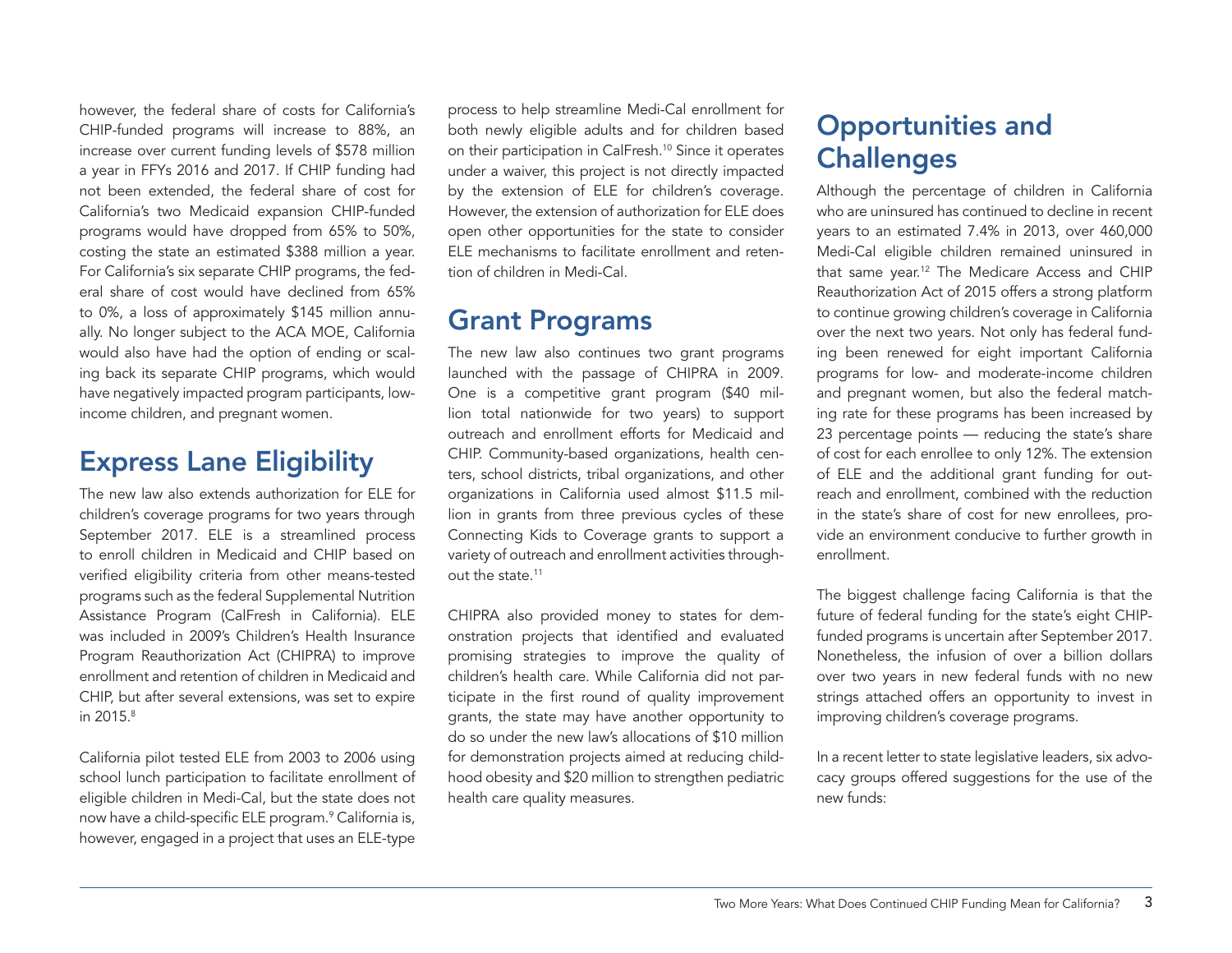however, the federal share of costs for California's CHIP-funded programs will increase to 88%, an increase over current funding levels of $578 million a year in FFYs 2016 and 2017. If CHIP funding had not been extended, the federal share of cost for California's two Medicaid expansion CHIP-funded programs would have dropped from 65% to 50%, costing the state an estimated $388 million a year. For California's six separate CHIP programs, the federal share of cost would have declined from 65% to 0%, a loss of approximately $145 million annually. No longer subject to the ACA MOE, California would also have had the option of ending or scaling back its separate CHIP programs, which would have negatively impacted program participants, low-income children, and pregnant women.

## Express Lane Eligibility

The new law also extends authorization for ELE for children's coverage programs for two years through September 2017. ELE is a streamlined process to enroll children in Medicaid and CHIP based on verified eligibility criteria from other means-tested programs such as the federal Supplemental Nutrition Assistance Program (CalFresh in California). ELE was included in 2009's Children's Health Insurance Program Reauthorization Act (CHIPRA) to improve enrollment and retention of children in Medicaid and CHIP, but after several extensions, was set to expire in 2015.[8]

California pilot tested ELE from 2003 to 2006 using school lunch participation to facilitate enrollment of eligible children in Medi-Cal, but the state does not now have a child-specific ELE program.[9] California is, however, engaged in a project that uses an ELE-type process to help streamline Medi-Cal enrollment for both newly eligible adults and for children based on their participation in CalFresh.[10] Since it operates under a waiver, this project is not directly impacted by the extension of ELE for children's coverage. However, the extension of authorization for ELE does open other opportunities for the state to consider ELE mechanisms to facilitate enrollment and retention of children in Medi-Cal.

## Grant Programs

The new law also continues two grant programs launched with the passage of CHIPRA in 2009. One is a competitive grant program ($40 million total nationwide for two years) to support outreach and enrollment efforts for Medicaid and CHIP. Community-based organizations, health centers, school districts, tribal organizations, and other organizations in California used almost $11.5 million in grants from three previous cycles of these Connecting Kids to Coverage grants to support a variety of outreach and enrollment activities throughout the state.[11]

CHIPRA also provided money to states for demonstration projects that identified and evaluated promising strategies to improve the quality of children's health care. While California did not participate in the first round of quality improvement grants, the state may have another opportunity to do so under the new law's allocations of $10 million for demonstration projects aimed at reducing childhood obesity and $20 million to strengthen pediatric health care quality measures.

## Opportunities and Challenges

Although the percentage of children in California who are uninsured has continued to decline in recent years to an estimated 7.4% in 2013, over 460,000 Medi-Cal eligible children remained uninsured in that same year.[12] The Medicare Access and CHIP Reauthorization Act of 2015 offers a strong platform to continue growing children's coverage in California over the next two years. Not only has federal funding been renewed for eight important California programs for low- and moderate-income children and pregnant women, but also the federal matching rate for these programs has been increased by 23 percentage points — reducing the state's share of cost for each enrollee to only 12%. The extension of ELE and the additional grant funding for outreach and enrollment, combined with the reduction in the state's share of cost for new enrollees, provide an environment conducive to further growth in enrollment.

The biggest challenge facing California is that the future of federal funding for the state's eight CHIP-funded programs is uncertain after September 2017. Nonetheless, the infusion of over a billion dollars over two years in new federal funds with no new strings attached offers an opportunity to invest in improving children's coverage programs.

In a recent letter to state legislative leaders, six advocacy groups offered suggestions for the use of the new funds: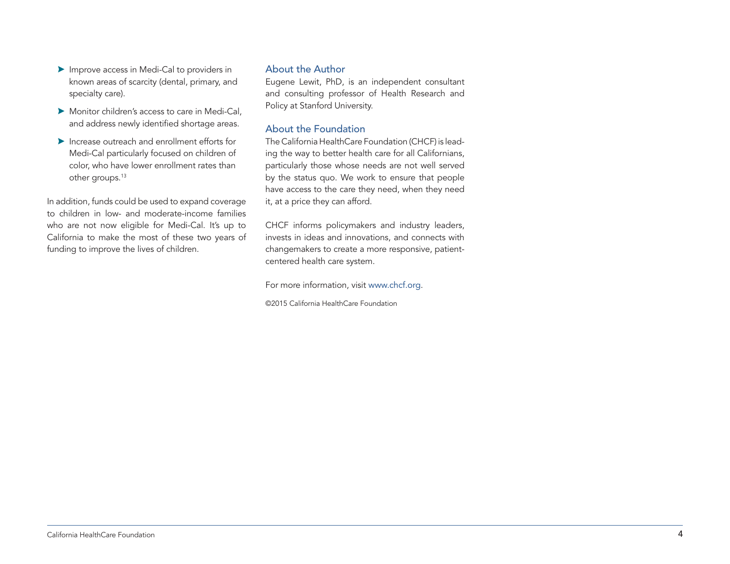- Improve access in Medi-Cal to providers in known areas of scarcity (dental, primary, and specialty care).
- Monitor children's access to care in Medi-Cal, and address newly identified shortage areas.
- Increase outreach and enrollment efforts for Medi-Cal particularly focused on children of color, who have lower enrollment rates than other groups.[13]

In addition, funds could be used to expand coverage to children in low- and moderate-income families who are not now eligible for Medi-Cal. It's up to California to make the most of these two years of funding to improve the lives of children.

## About the Author

Eugene Lewit, PhD, is an independent consultant and consulting professor of Health Research and Policy at Stanford University.

## About the Foundation

The California HealthCare Foundation (CHCF) is leading the way to better health care for all Californians, particularly those whose needs are not well served by the status quo. We work to ensure that people have access to the care they need, when they need it, at a price they can afford.

CHCF informs policymakers and industry leaders, invests in ideas and innovations, and connects with changemakers to create a more responsive, patient-centered health care system.

For more information, visit www.chcf.org.

©2015 California HealthCare Foundation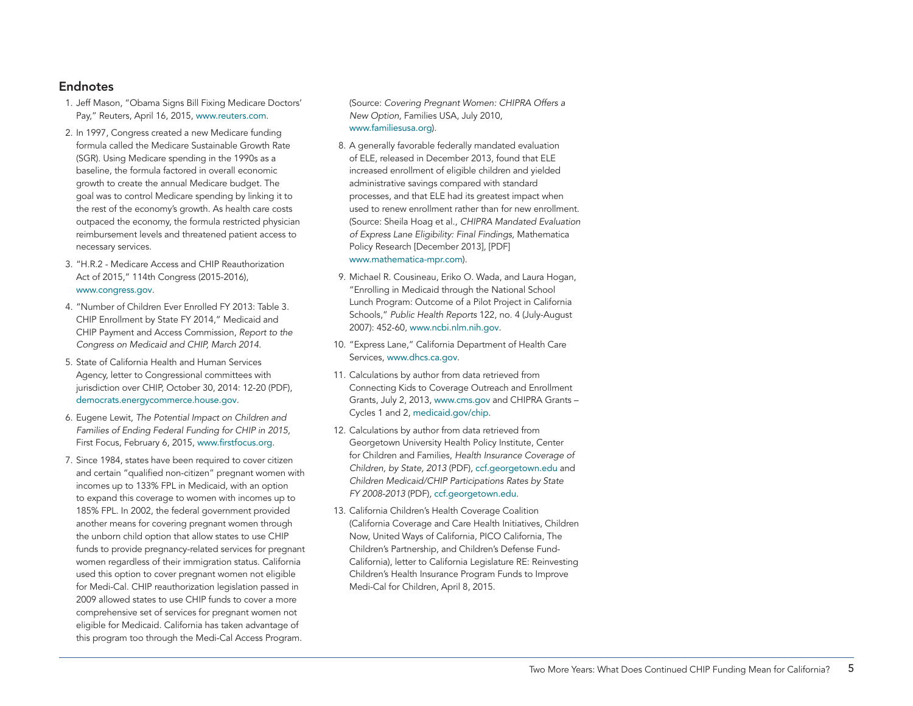## Endnotes

1. Jeff Mason, "Obama Signs Bill Fixing Medicare Doctors' Pay," Reuters, April 16, 2015, www.reuters.com.
2. In 1997, Congress created a new Medicare funding formula called the Medicare Sustainable Growth Rate (SGR). Using Medicare spending in the 1990s as a baseline, the formula factored in overall economic growth to create the annual Medicare budget. The goal was to control Medicare spending by linking it to the rest of the economy's growth. As health care costs outpaced the economy, the formula restricted physician reimbursement levels and threatened patient access to necessary services.
3. "H.R.2 - Medicare Access and CHIP Reauthorization Act of 2015," 114th Congress (2015-2016), www.congress.gov.
4. "Number of Children Ever Enrolled FY 2013: Table 3. CHIP Enrollment by State FY 2014," Medicaid and CHIP Payment and Access Commission, *Report to the Congress on Medicaid and CHIP, March 2014.*
5. State of California Health and Human Services Agency, letter to Congressional committees with jurisdiction over CHIP, October 30, 2014: 12-20 (PDF), democrats.energycommerce.house.gov.
6. Eugene Lewit, *The Potential Impact on Children and Families of Ending Federal Funding for CHIP in 2015,* First Focus, February 6, 2015, www.firstfocus.org.
7. Since 1984, states have been required to cover citizen and certain "qualified non-citizen" pregnant women with incomes up to 133% FPL in Medicaid, with an option to expand this coverage to women with incomes up to 185% FPL. In 2002, the federal government provided another means for covering pregnant women through the unborn child option that allow states to use CHIP funds to provide pregnancy-related services for pregnant women regardless of their immigration status. California used this option to cover pregnant women not eligible for Medi-Cal. CHIP reauthorization legislation passed in 2009 allowed states to use CHIP funds to cover a more comprehensive set of services for pregnant women not eligible for Medicaid. California has taken advantage of this program too through the Medi-Cal Access Program. (Source: *Covering Pregnant Women: CHIPRA Offers a New Option,* Families USA, July 2010, www.familiesusa.org).
8. A generally favorable federally mandated evaluation of ELE, released in December 2013, found that ELE increased enrollment of eligible children and yielded administrative savings compared with standard processes, and that ELE had its greatest impact when used to renew enrollment rather than for new enrollment. (Source: Sheila Hoag et al., *CHIPRA Mandated Evaluation of Express Lane Eligibility: Final Findings,* Mathematica Policy Research [December 2013], [PDF] www.mathematica-mpr.com).
9. Michael R. Cousineau, Eriko O. Wada, and Laura Hogan, "Enrolling in Medicaid through the National School Lunch Program: Outcome of a Pilot Project in California Schools," *Public Health Reports* 122, no. 4 (July-August 2007): 452-60, www.ncbi.nlm.nih.gov.
10. "Express Lane," California Department of Health Care Services, www.dhcs.ca.gov.
11. Calculations by author from data retrieved from Connecting Kids to Coverage Outreach and Enrollment Grants, July 2, 2013, www.cms.gov and CHIPRA Grants – Cycles 1 and 2, medicaid.gov/chip.
12. Calculations by author from data retrieved from Georgetown University Health Policy Institute, Center for Children and Families, *Health Insurance Coverage of Children, by State, 2013* (PDF), ccf.georgetown.edu and *Children Medicaid/CHIP Participations Rates by State FY 2008-2013* (PDF), ccf.georgetown.edu.
13. California Children's Health Coverage Coalition (California Coverage and Care Health Initiatives, Children Now, United Ways of California, PICO California, The Children's Partnership, and Children's Defense Fund-California), letter to California Legislature RE: Reinvesting Children's Health Insurance Program Funds to Improve Medi-Cal for Children, April 8, 2015.